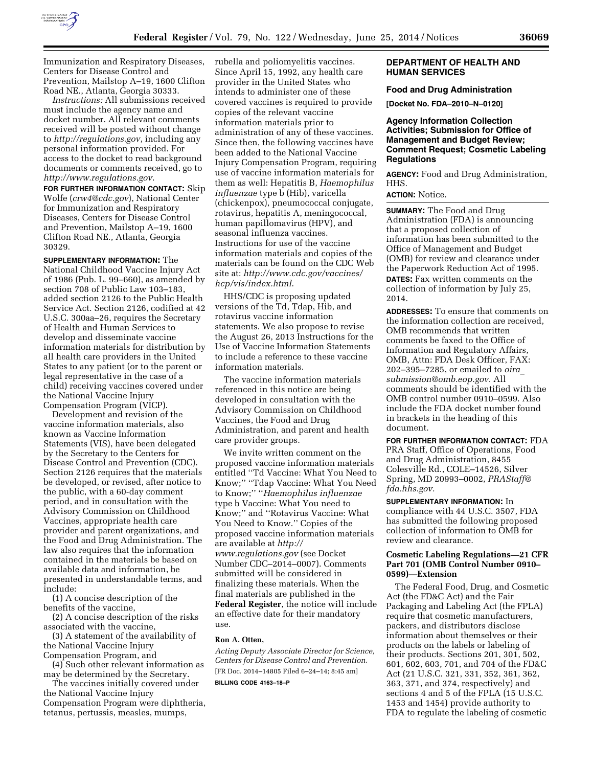Immunization and Respiratory Diseases, Centers for Disease Control and Prevention, Mailstop A–19, 1600 Clifton Road NE., Atlanta, Georgia 30333.

*Instructions:* All submissions received must include the agency name and docket number. All relevant comments received will be posted without change to *http://regulations.gov*, including any personal information provided. For access to the docket to read background documents or comments received, go to *http://www.regulations.gov*.

**FOR FURTHER INFORMATION CONTACT:** Skip Wolfe (*crw4@cdc.gov*), National Center for Immunization and Respiratory Diseases, Centers for Disease Control and Prevention, Mailstop A–19, 1600 Clifton Road NE., Atlanta, Georgia 30329.

**SUPPLEMENTARY INFORMATION:** The National Childhood Vaccine Injury Act of 1986 (Pub. L. 99–660), as amended by section 708 of Public Law 103–183, added section 2126 to the Public Health Service Act. Section 2126, codified at 42 U.S.C. 300aa–26, requires the Secretary of Health and Human Services to develop and disseminate vaccine information materials for distribution by all health care providers in the United States to any patient (or to the parent or legal representative in the case of a child) receiving vaccines covered under the National Vaccine Injury Compensation Program (VICP).

Development and revision of the vaccine information materials, also known as Vaccine Information Statements (VIS), have been delegated by the Secretary to the Centers for Disease Control and Prevention (CDC). Section 2126 requires that the materials be developed, or revised, after notice to the public, with a 60-day comment period, and in consultation with the Advisory Commission on Childhood Vaccines, appropriate health care provider and parent organizations, and the Food and Drug Administration. The law also requires that the information contained in the materials be based on available data and information, be presented in understandable terms, and include:

(1) A concise description of the benefits of the vaccine,

(2) A concise description of the risks associated with the vaccine,

(3) A statement of the availability of the National Vaccine Injury Compensation Program, and

(4) Such other relevant information as may be determined by the Secretary.

The vaccines initially covered under the National Vaccine Injury Compensation Program were diphtheria, tetanus, pertussis, measles, mumps, rubella and poliomyelitis vaccines. Since April 15, 1992, any health care provider in the United States who intends to administer one of these covered vaccines is required to provide copies of the relevant vaccine information materials prior to administration of any of these vaccines. Since then, the following vaccines have been added to the National Vaccine Injury Compensation Program, requiring use of vaccine information materials for them as well: Hepatitis B, *Haemophilus influenzae* type b (Hib), varicella (chickenpox), pneumococcal conjugate, rotavirus, hepatitis A, meningococcal, human papillomavirus (HPV), and seasonal influenza vaccines. Instructions for use of the vaccine information materials and copies of the materials can be found on the CDC Web site at: *http://www.cdc.gov/vaccines/hcp/vis/index.html*.

HHS/CDC is proposing updated versions of the Td, Tdap, Hib, and rotavirus vaccine information statements. We also propose to revise the August 26, 2013 Instructions for the Use of Vaccine Information Statements to include a reference to these vaccine information materials.

The vaccine information materials referenced in this notice are being developed in consultation with the Advisory Commission on Childhood Vaccines, the Food and Drug Administration, and parent and health care provider groups.

We invite written comment on the proposed vaccine information materials entitled ''Td Vaccine: What You Need to Know;'' ''Tdap Vaccine: What You Need to Know;'' ''*Haemophilus influenzae* type b Vaccine: What You need to Know;'' and ''Rotavirus Vaccine: What You Need to Know.'' Copies of the proposed vaccine information materials are available at *http://www.regulations.gov* (see Docket Number CDC–2014–0007). Comments submitted will be considered in finalizing these materials. When the final materials are published in the **Federal Register**, the notice will include an effective date for their mandatory use.

**Ron A. Otten,**

*Acting Deputy Associate Director for Science, Centers for Disease Control and Prevention.*

[FR Doc. 2014–14805 Filed 6–24–14; 8:45 am]

**BILLING CODE 4163–18–P**

## DEPARTMENT OF HEALTH AND HUMAN SERVICES

### Food and Drug Administration

**[Docket No. FDA–2010–N–0120]**

### Agency Information Collection Activities; Submission for Office of Management and Budget Review; Comment Request; Cosmetic Labeling Regulations

**AGENCY:** Food and Drug Administration, HHS.

**ACTION:** Notice.

**SUMMARY:** The Food and Drug Administration (FDA) is announcing that a proposed collection of information has been submitted to the Office of Management and Budget (OMB) for review and clearance under the Paperwork Reduction Act of 1995.

**DATES:** Fax written comments on the collection of information by July 25, 2014.

**ADDRESSES:** To ensure that comments on the information collection are received, OMB recommends that written comments be faxed to the Office of Information and Regulatory Affairs, OMB, Attn: FDA Desk Officer, FAX: 202–395–7285, or emailed to *oira_submission@omb.eop.gov*. All comments should be identified with the OMB control number 0910–0599. Also include the FDA docket number found in brackets in the heading of this document.

**FOR FURTHER INFORMATION CONTACT:** FDA PRA Staff, Office of Operations, Food and Drug Administration, 8455 Colesville Rd., COLE–14526, Silver Spring, MD 20993–0002, *PRAStaff@fda.hhs.gov*.

**SUPPLEMENTARY INFORMATION:** In compliance with 44 U.S.C. 3507, FDA has submitted the following proposed collection of information to OMB for review and clearance.

#### Cosmetic Labeling Regulations—21 CFR Part 701 (OMB Control Number 0910–0599)—Extension

The Federal Food, Drug, and Cosmetic Act (the FD&C Act) and the Fair Packaging and Labeling Act (the FPLA) require that cosmetic manufacturers, packers, and distributors disclose information about themselves or their products on the labels or labeling of their products. Sections 201, 301, 502, 601, 602, 603, 701, and 704 of the FD&C Act (21 U.S.C. 321, 331, 352, 361, 362, 363, 371, and 374, respectively) and sections 4 and 5 of the FPLA (15 U.S.C. 1453 and 1454) provide authority to FDA to regulate the labeling of cosmetic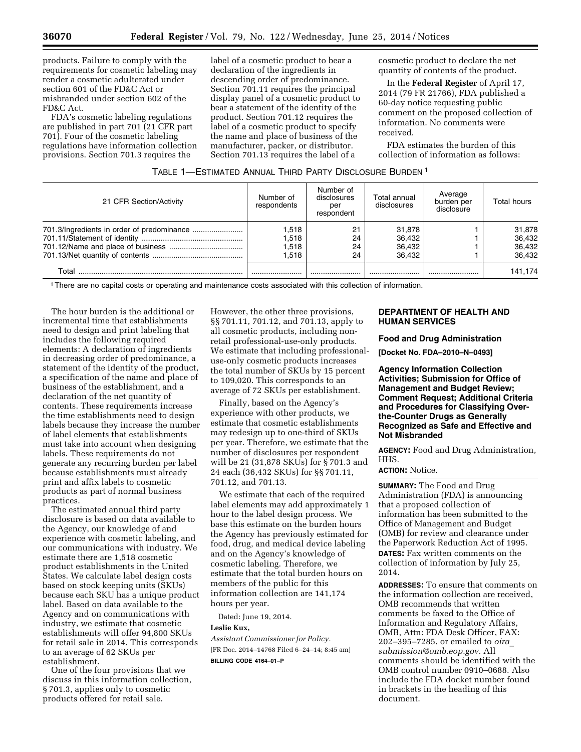products. Failure to comply with the requirements for cosmetic labeling may render a cosmetic adulterated under section 601 of the FD&C Act or misbranded under section 602 of the FD&C Act.

FDA's cosmetic labeling regulations are published in part 701 (21 CFR part 701). Four of the cosmetic labeling regulations have information collection provisions. Section 701.3 requires the label of a cosmetic product to bear a declaration of the ingredients in descending order of predominance. Section 701.11 requires the principal display panel of a cosmetic product to bear a statement of the identity of the product. Section 701.12 requires the label of a cosmetic product to specify the name and place of business of the manufacturer, packer, or distributor. Section 701.13 requires the label of a cosmetic product to declare the net quantity of contents of the product.

In the **Federal Register** of April 17, 2014 (79 FR 21766), FDA published a 60-day notice requesting public comment on the proposed collection of information. No comments were received.

FDA estimates the burden of this collection of information as follows:

TABLE 1—ESTIMATED ANNUAL THIRD PARTY DISCLOSURE BURDEN [1]

| 21 CFR Section/Activity | Number of respondents | Number of disclosures per respondent | Total annual disclosures | Average burden per disclosure | Total hours |
|---|---|---|---|---|---|
| 701.3/Ingredients in order of predominance | 1,518 | 21 | 31,878 | 1 | 31,878 |
| 701.11/Statement of identity | 1,518 | 24 | 36,432 | 1 | 36,432 |
| 701.12/Name and place of business | 1,518 | 24 | 36,432 | 1 | 36,432 |
| 701.13/Net quantity of contents | 1,518 | 24 | 36,432 | 1 | 36,432 |
| Total | | | | | 141,174 |

[1] There are no capital costs or operating and maintenance costs associated with this collection of information.

The hour burden is the additional or incremental time that establishments need to design and print labeling that includes the following required elements: A declaration of ingredients in decreasing order of predominance, a statement of the identity of the product, a specification of the name and place of business of the establishment, and a declaration of the net quantity of contents. These requirements increase the time establishments need to design labels because they increase the number of label elements that establishments must take into account when designing labels. These requirements do not generate any recurring burden per label because establishments must already print and affix labels to cosmetic products as part of normal business practices.

The estimated annual third party disclosure is based on data available to the Agency, our knowledge of and experience with cosmetic labeling, and our communications with industry. We estimate there are 1,518 cosmetic product establishments in the United States. We calculate label design costs based on stock keeping units (SKUs) because each SKU has a unique product label. Based on data available to the Agency and on communications with industry, we estimate that cosmetic establishments will offer 94,800 SKUs for retail sale in 2014. This corresponds to an average of 62 SKUs per establishment.

One of the four provisions that we discuss in this information collection, § 701.3, applies only to cosmetic products offered for retail sale. However, the other three provisions, §§ 701.11, 701.12, and 701.13, apply to all cosmetic products, including non-retail professional-use-only products. We estimate that including professional-use-only cosmetic products increases the total number of SKUs by 15 percent to 109,020. This corresponds to an average of 72 SKUs per establishment.

Finally, based on the Agency's experience with other products, we estimate that cosmetic establishments may redesign up to one-third of SKUs per year. Therefore, we estimate that the number of disclosures per respondent will be 21 (31,878 SKUs) for § 701.3 and 24 each (36,432 SKUs) for §§ 701.11, 701.12, and 701.13.

We estimate that each of the required label elements may add approximately 1 hour to the label design process. We base this estimate on the burden hours the Agency has previously estimated for food, drug, and medical device labeling and on the Agency's knowledge of cosmetic labeling. Therefore, we estimate that the total burden hours on members of the public for this information collection are 141,174 hours per year.

Dated: June 19, 2014.

**Leslie Kux,**

*Assistant Commissioner for Policy.*

[FR Doc. 2014–14768 Filed 6–24–14; 8:45 am]

**BILLING CODE 4164–01–P**

## DEPARTMENT OF HEALTH AND HUMAN SERVICES

### Food and Drug Administration

**[Docket No. FDA–2010–N–0493]**

### Agency Information Collection Activities; Submission for Office of Management and Budget Review; Comment Request; Additional Criteria and Procedures for Classifying Over-the-Counter Drugs as Generally Recognized as Safe and Effective and Not Misbranded

**AGENCY:** Food and Drug Administration, HHS.

**ACTION:** Notice.

**SUMMARY:** The Food and Drug Administration (FDA) is announcing that a proposed collection of information has been submitted to the Office of Management and Budget (OMB) for review and clearance under the Paperwork Reduction Act of 1995.

**DATES:** Fax written comments on the collection of information by July 25, 2014.

**ADDRESSES:** To ensure that comments on the information collection are received, OMB recommends that written comments be faxed to the Office of Information and Regulatory Affairs, OMB, Attn: FDA Desk Officer, FAX: 202–395–7285, or emailed to *oira_submission@omb.eop.gov.* All comments should be identified with the OMB control number 0910–0688. Also include the FDA docket number found in brackets in the heading of this document.